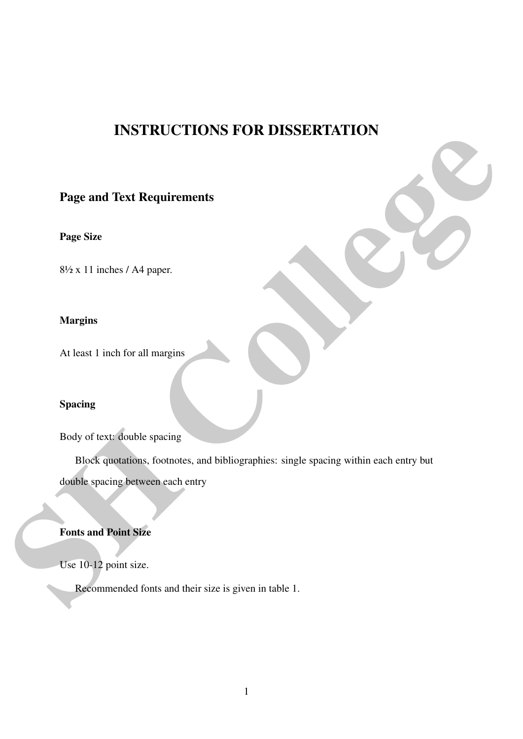# INSTRUCTIONS FOR DISSERTATION

## Page and Text Requirements

### Page Size

8½ x 11 inches / A4 paper.

### Margins

At least 1 inch for all margins

### Spacing

Body of text: double spacing

Block quotations, footnotes, and bibliographies: single spacing within each entry but double spacing between each entry

### Fonts and Point Size

Use 10-12 point size.

Recommended fonts and their size is given in table 1.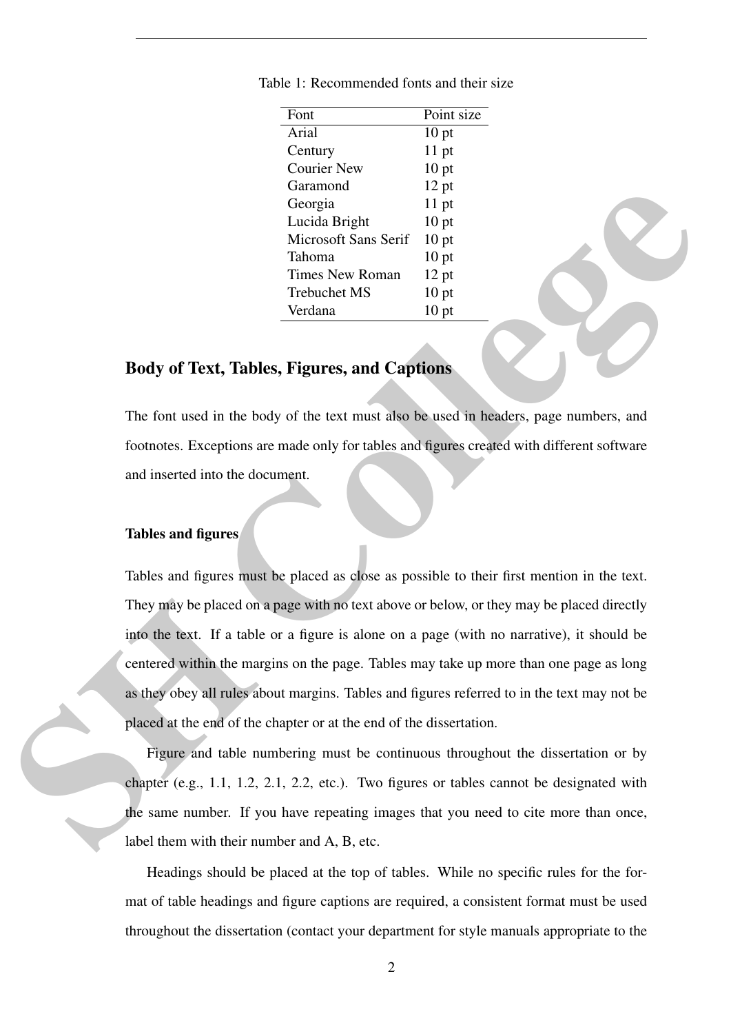Table 1: Recommended fonts and their size

| Font | Point size |
|---|---|
| Arial | 10 pt |
| Century | 11 pt |
| Courier New | 10 pt |
| Garamond | 12 pt |
| Georgia | 11 pt |
| Lucida Bright | 10 pt |
| Microsoft Sans Serif | 10 pt |
| Tahoma | 10 pt |
| Times New Roman | 12 pt |
| Trebuchet MS | 10 pt |
| Verdana | 10 pt |

## Body of Text, Tables, Figures, and Captions

The font used in the body of the text must also be used in headers, page numbers, and footnotes. Exceptions are made only for tables and figures created with different software and inserted into the document.

### Tables and figures

Tables and figures must be placed as close as possible to their first mention in the text. They may be placed on a page with no text above or below, or they may be placed directly into the text. If a table or a figure is alone on a page (with no narrative), it should be centered within the margins on the page. Tables may take up more than one page as long as they obey all rules about margins. Tables and figures referred to in the text may not be placed at the end of the chapter or at the end of the dissertation.

Figure and table numbering must be continuous throughout the dissertation or by chapter (e.g., 1.1, 1.2, 2.1, 2.2, etc.). Two figures or tables cannot be designated with the same number. If you have repeating images that you need to cite more than once, label them with their number and A, B, etc.

Headings should be placed at the top of tables. While no specific rules for the format of table headings and figure captions are required, a consistent format must be used throughout the dissertation (contact your department for style manuals appropriate to the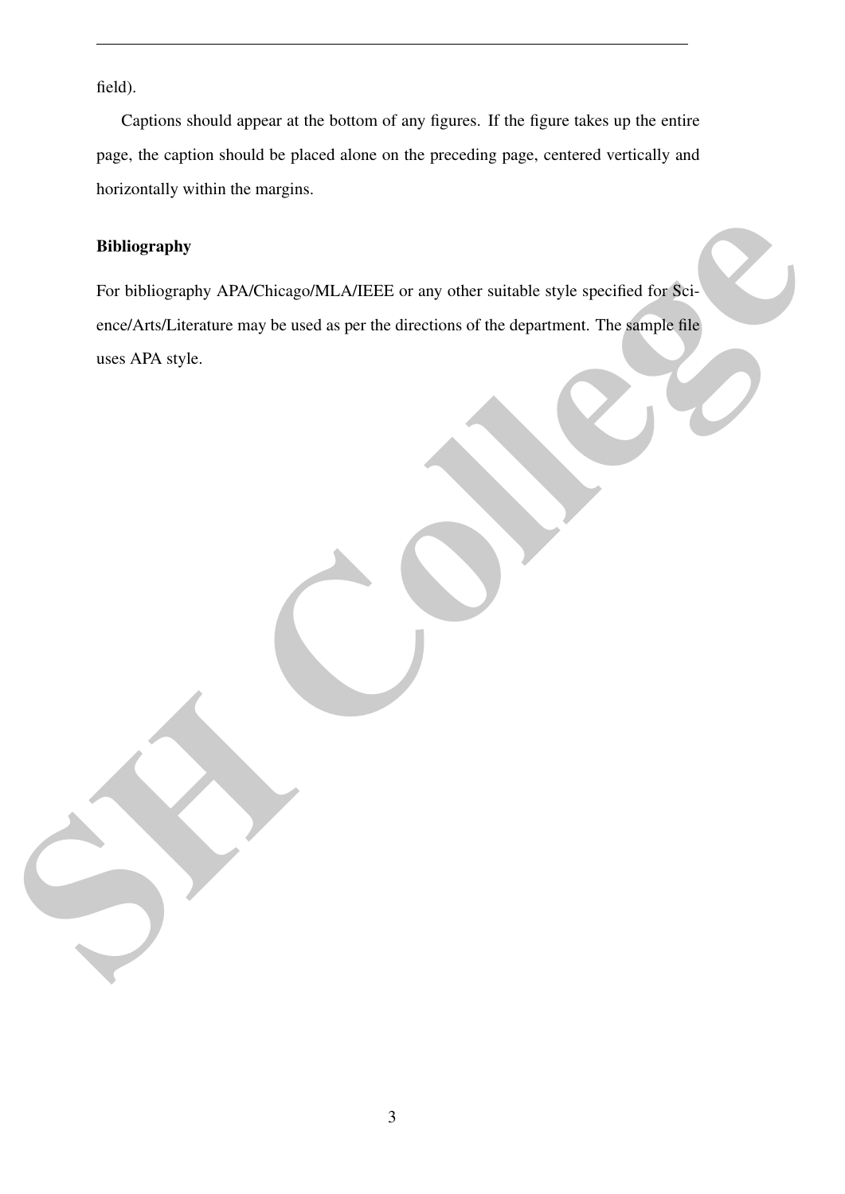field).

Captions should appear at the bottom of any figures. If the figure takes up the entire page, the caption should be placed alone on the preceding page, centered vertically and horizontally within the margins.

### Bibliography

For bibliography APA/Chicago/MLA/IEEE or any other suitable style specified for Science/Arts/Literature may be used as per the directions of the department. The sample file uses APA style.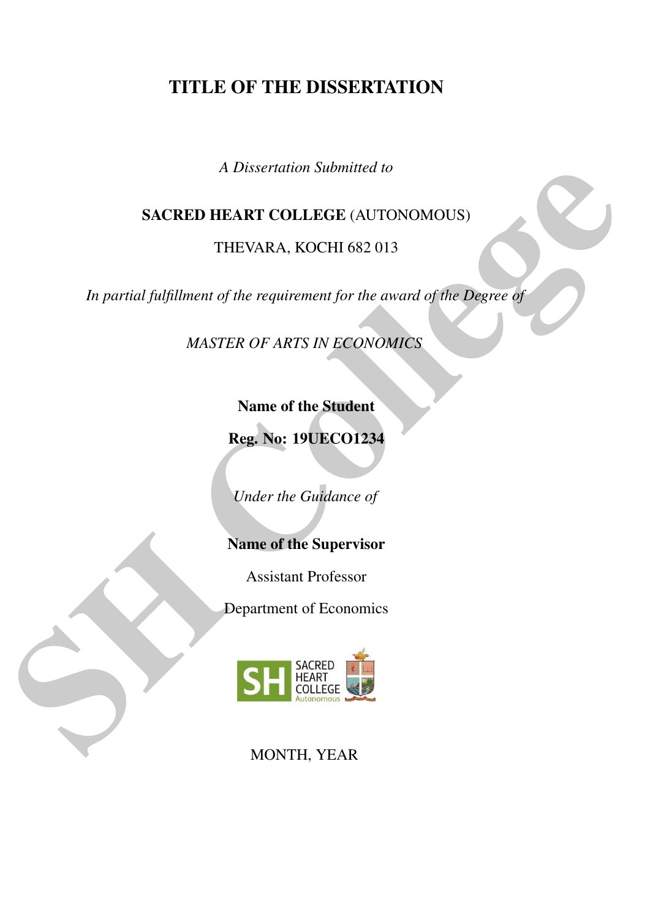# TITLE OF THE DISSERTATION

*A Dissertation Submitted to*

**SACRED HEART COLLEGE** (AUTONOMOUS)

THEVARA, KOCHI 682 013

*In partial fulfillment of the requirement for the award of the Degree of*

*MASTER OF ARTS IN ECONOMICS*

**Name of the Student**

**Reg. No: 19UECO1234**

*Under the Guidance of*

**Name of the Supervisor**

Assistant Professor

Department of Economics

MONTH, YEAR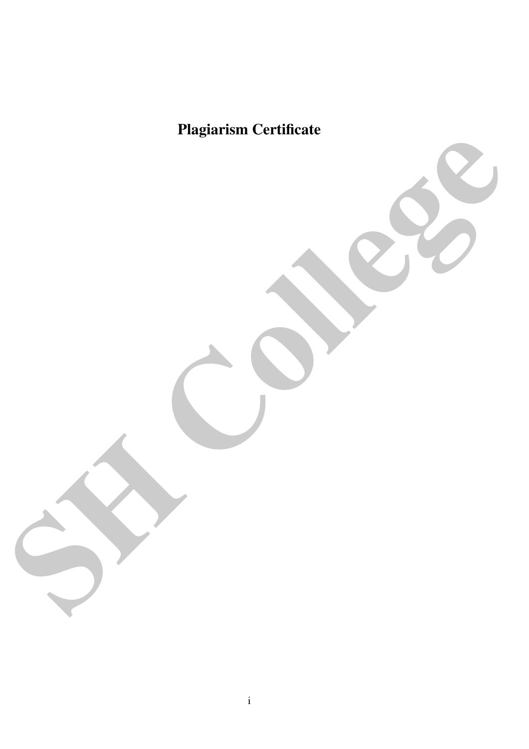**Plagiarism Certificate**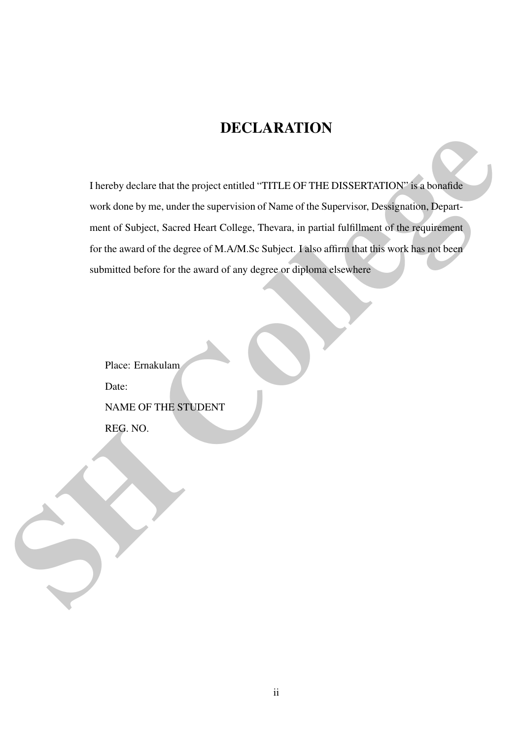# DECLARATION

I hereby declare that the project entitled "TITLE OF THE DISSERTATION" is a bonafide work done by me, under the supervision of Name of the Supervisor, Dessignation, Department of Subject, Sacred Heart College, Thevara, in partial fulfillment of the requirement for the award of the degree of M.A/M.Sc Subject. I also affirm that this work has not been submitted before for the award of any degree or diploma elsewhere

Place: Ernakulam

Date:

NAME OF THE STUDENT

REG. NO.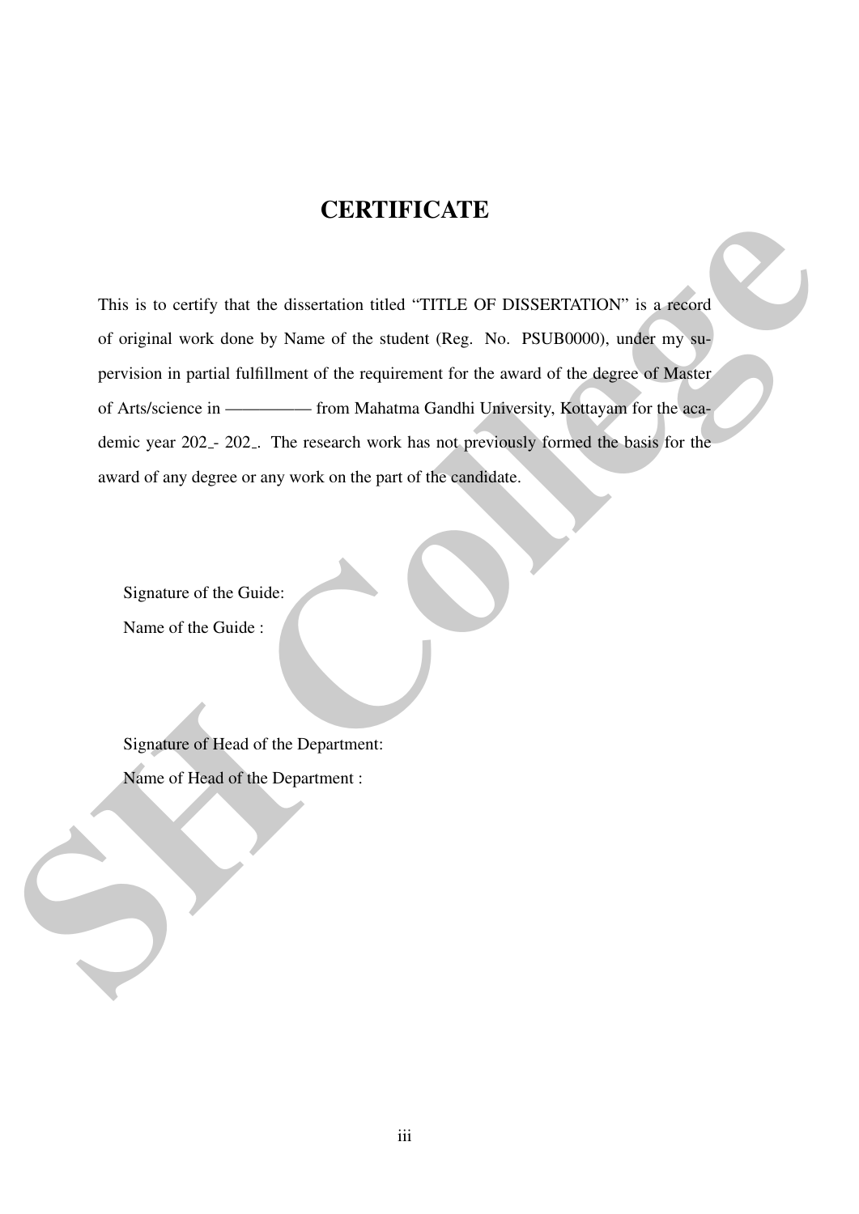# CERTIFICATE

This is to certify that the dissertation titled "TITLE OF DISSERTATION" is a record of original work done by Name of the student (Reg. No. PSUB0000), under my supervision in partial fulfillment of the requirement for the award of the degree of Master of Arts/science in ————— from Mahatma Gandhi University, Kottayam for the academic year 202_- 202_. The research work has not previously formed the basis for the award of any degree or any work on the part of the candidate.

Signature of the Guide:

Name of the Guide :

Signature of Head of the Department:

Name of Head of the Department :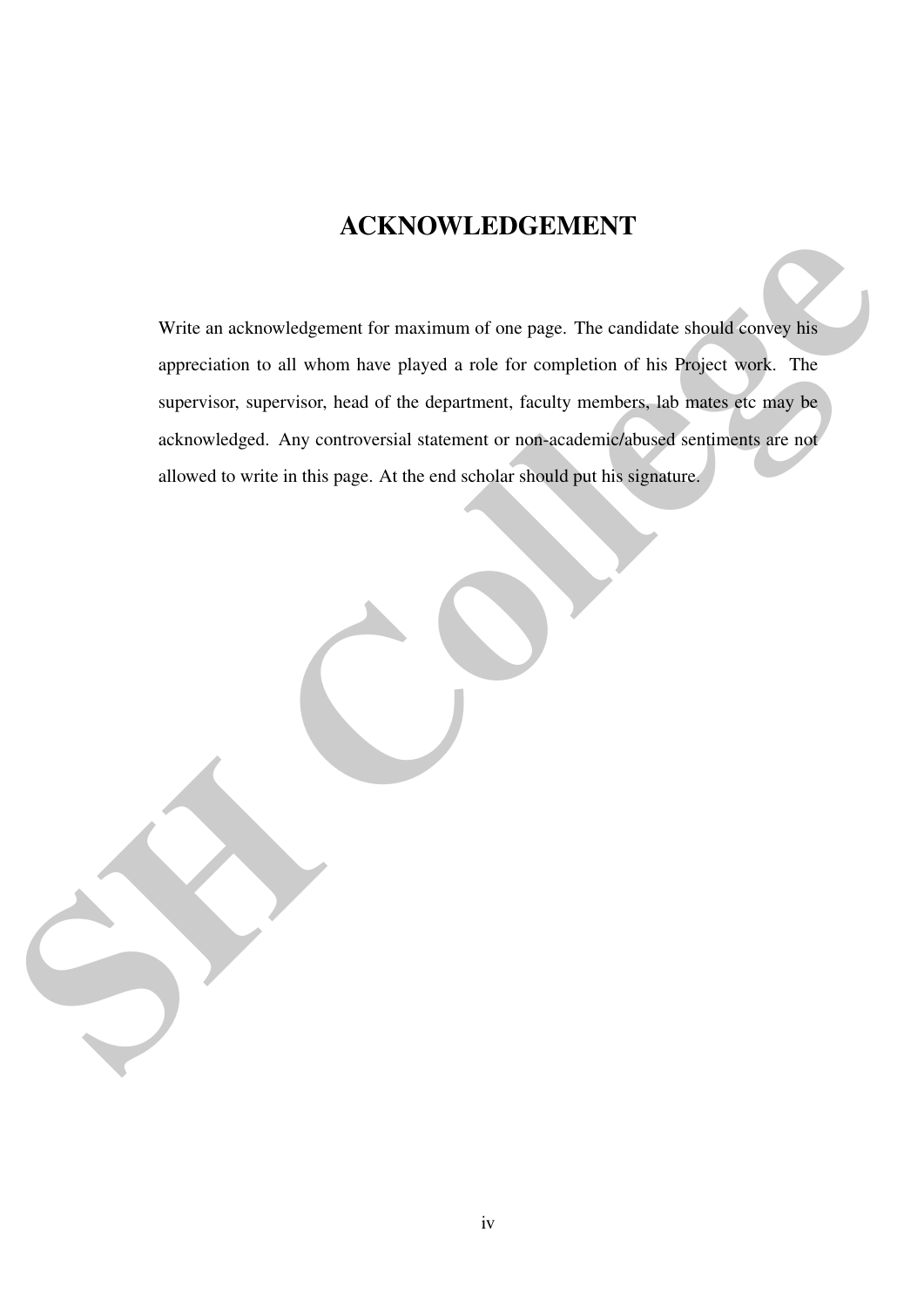# ACKNOWLEDGEMENT

Write an acknowledgement for maximum of one page. The candidate should convey his appreciation to all whom have played a role for completion of his Project work. The supervisor, supervisor, head of the department, faculty members, lab mates etc may be acknowledged. Any controversial statement or non-academic/abused sentiments are not allowed to write in this page. At the end scholar should put his signature.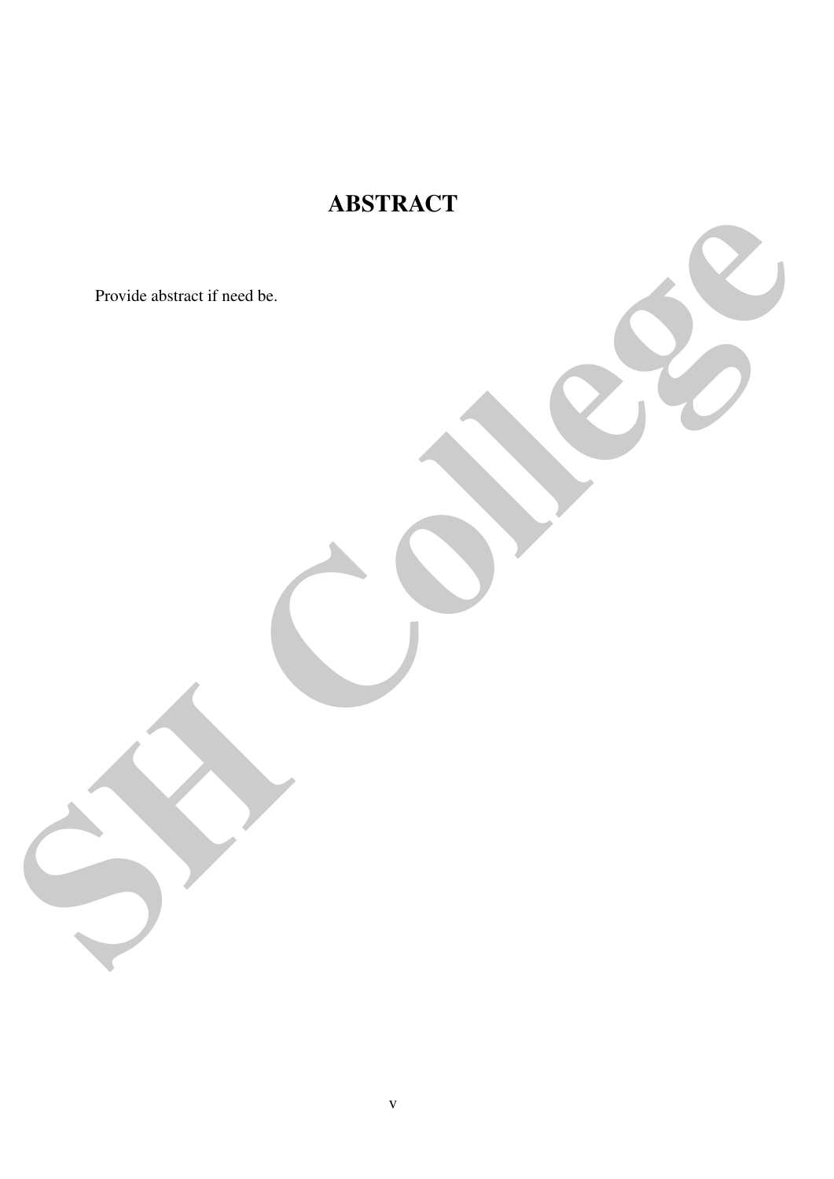# ABSTRACT

Provide abstract if need be.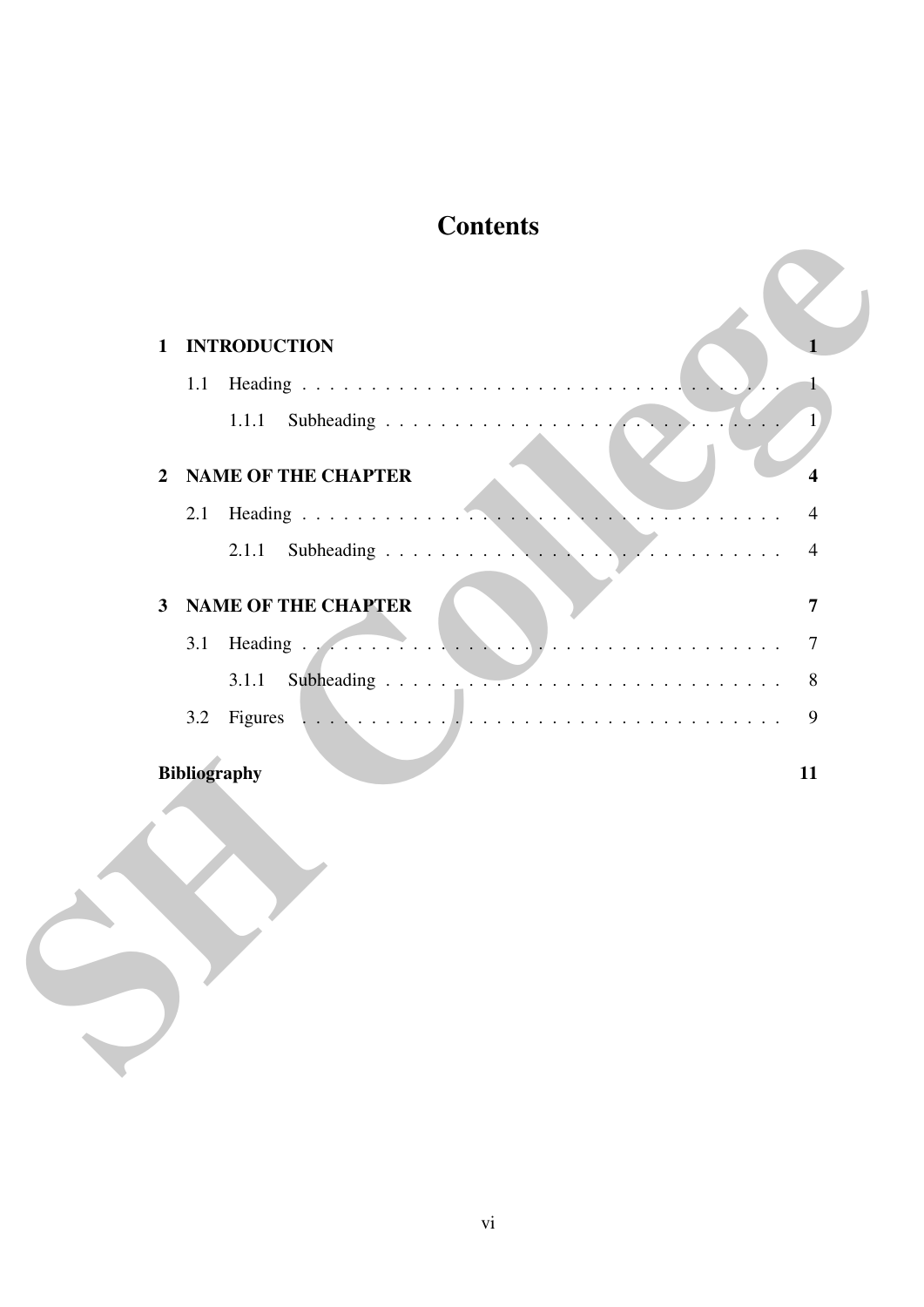# Contents

**1 INTRODUCTION** **1**

- 1.1 Heading . . . . . . . . . . . . . . . . . . . . . . . . . . . . . . . . . . . 1
  - 1.1.1 Subheading . . . . . . . . . . . . . . . . . . . . . . . . . . . . . . 1

**2 NAME OF THE CHAPTER** **4**

- 2.1 Heading . . . . . . . . . . . . . . . . . . . . . . . . . . . . . . . . . . . 4
  - 2.1.1 Subheading . . . . . . . . . . . . . . . . . . . . . . . . . . . . . . 4

**3 NAME OF THE CHAPTER** **7**

- 3.1 Heading . . . . . . . . . . . . . . . . . . . . . . . . . . . . . . . . . . . 7
  - 3.1.1 Subheading . . . . . . . . . . . . . . . . . . . . . . . . . . . . . . 8
- 3.2 Figures . . . . . . . . . . . . . . . . . . . . . . . . . . . . . . . . . . . 9

**Bibliography** **11**

SH College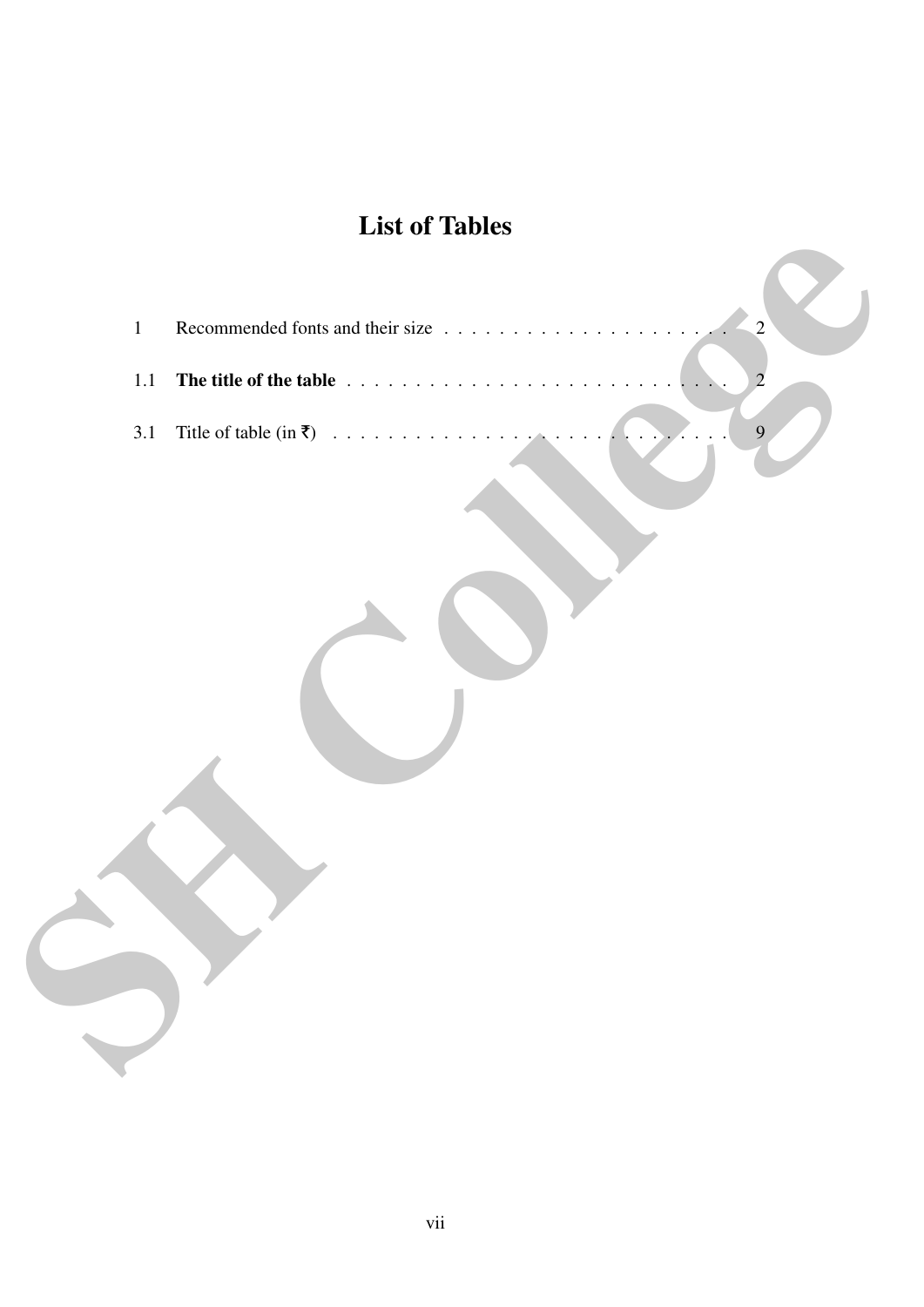# List of Tables

1 Recommended fonts and their size . . . . . . . . . . . . . . . . . . . . . . 2

1.1 **The title of the table** . . . . . . . . . . . . . . . . . . . . . . . . . . . . . 2

3.1 Title of table (in ₹) . . . . . . . . . . . . . . . . . . . . . . . . . . . . . . . 9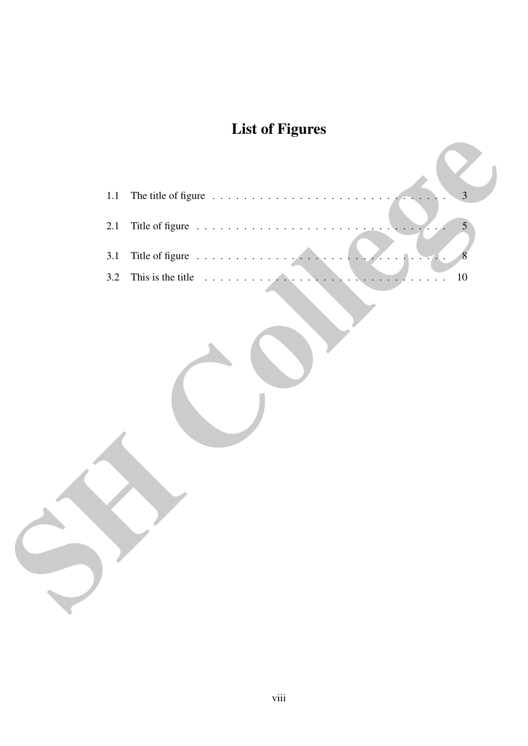# List of Figures

1.1 The title of figure . . . . . . . . . . . . . . . . . . . . . . . . . . . . . . . . 3

2.1 Title of figure . . . . . . . . . . . . . . . . . . . . . . . . . . . . . . . . . . 5

3.1 Title of figure . . . . . . . . . . . . . . . . . . . . . . . . . . . . . . . . . . 8

3.2 This is the title . . . . . . . . . . . . . . . . . . . . . . . . . . . . . . . . . 10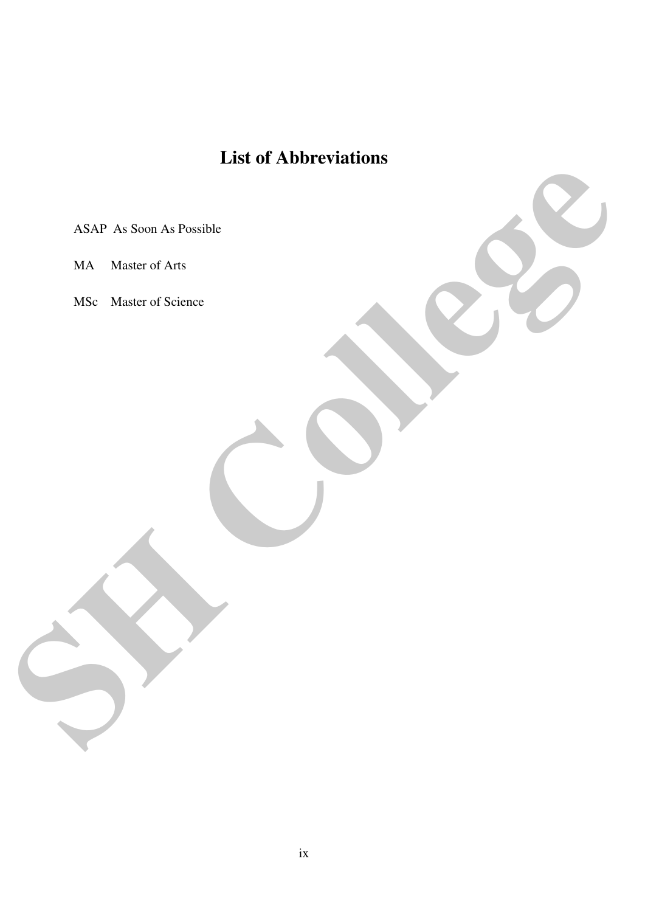# List of Abbreviations

| | |
|---|---|
| ASAP | As Soon As Possible |
| MA | Master of Arts |
| MSc | Master of Science |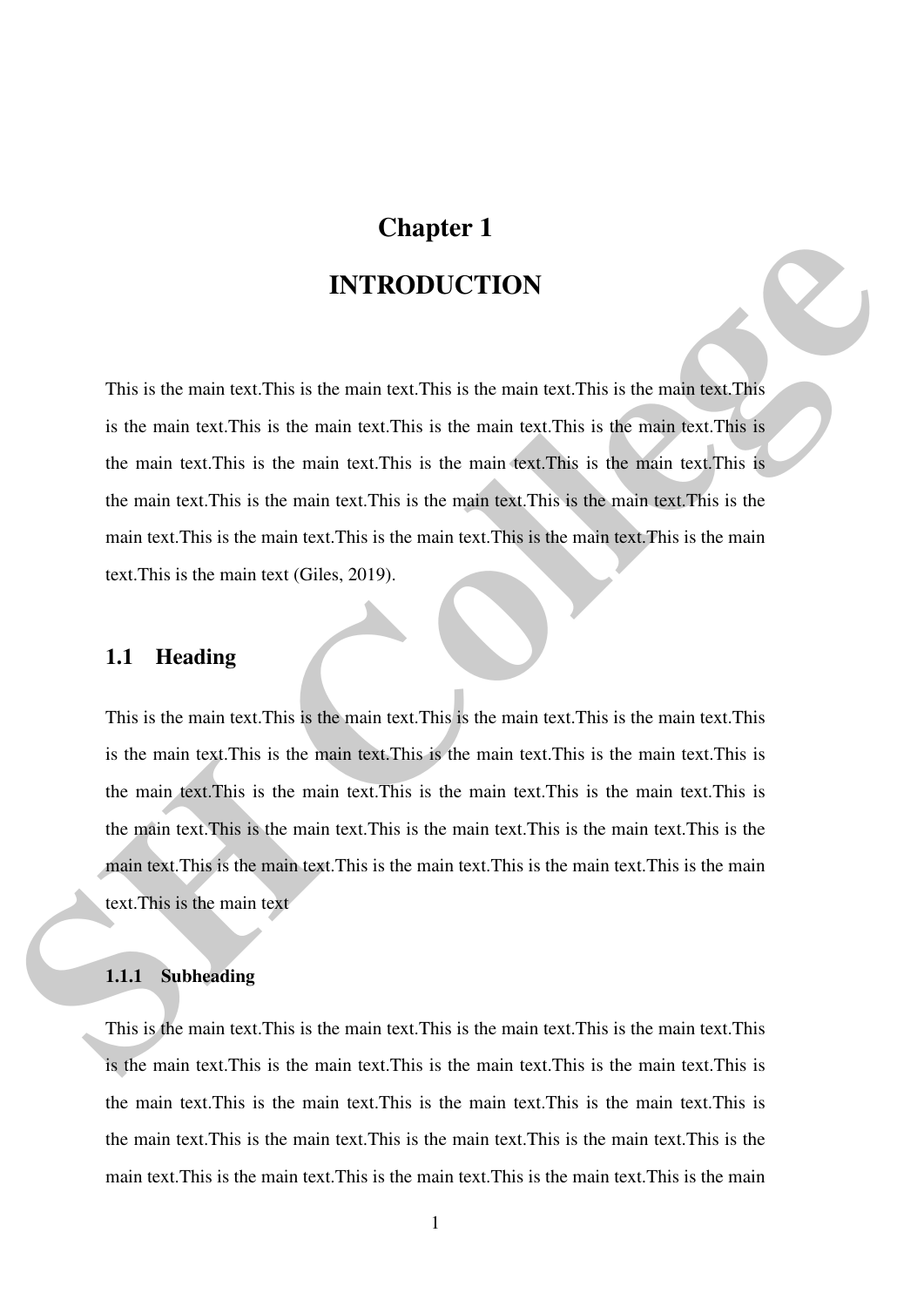# Chapter 1

# INTRODUCTION

This is the main text.This is the main text.This is the main text.This is the main text.This is the main text.This is the main text.This is the main text.This is the main text.This is the main text.This is the main text.This is the main text.This is the main text.This is the main text.This is the main text.This is the main text.This is the main text.This is the main text.This is the main text.This is the main text.This is the main text.This is the main text.This is the main text (Giles, 2019).

## 1.1 Heading

This is the main text.This is the main text.This is the main text.This is the main text.This is the main text.This is the main text.This is the main text.This is the main text.This is the main text.This is the main text.This is the main text.This is the main text.This is the main text.This is the main text.This is the main text.This is the main text.This is the main text.This is the main text.This is the main text.This is the main text.This is the main text.This is the main text

### 1.1.1 Subheading

This is the main text.This is the main text.This is the main text.This is the main text.This is the main text.This is the main text.This is the main text.This is the main text.This is the main text.This is the main text.This is the main text.This is the main text.This is the main text.This is the main text.This is the main text.This is the main text.This is the main text.This is the main text.This is the main text.This is the main text.This is the main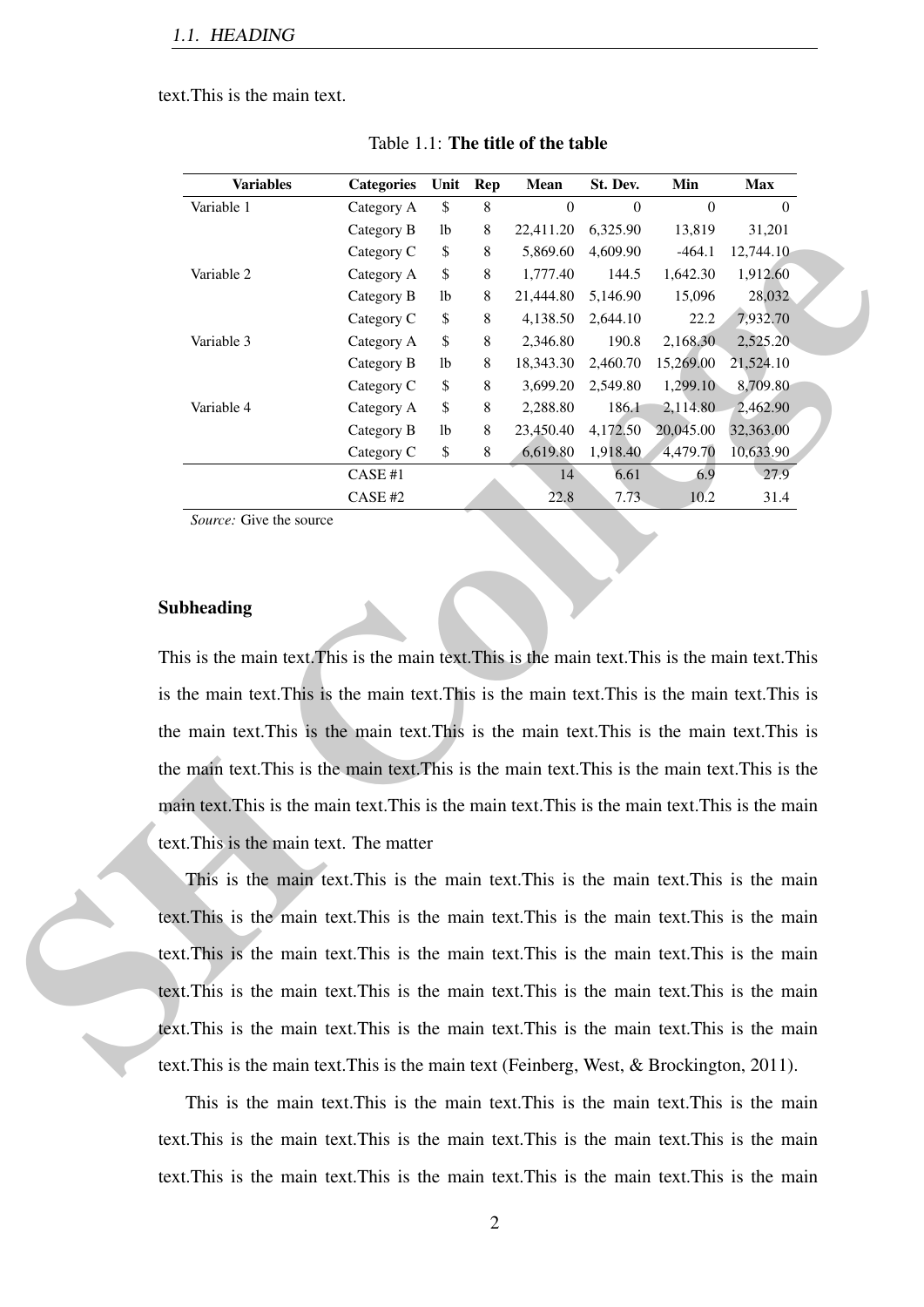text.This is the main text.

Table 1.1: **The title of the table**

| Variables | Categories | Unit | Rep | Mean | St. Dev. | Min | Max |
|---|---|---|---|---|---|---|---|
| Variable 1 | Category A | $ | 8 | 0 | 0 | 0 | 0 |
| | Category B | lb | 8 | 22,411.20 | 6,325.90 | 13,819 | 31,201 |
| | Category C | $ | 8 | 5,869.60 | 4,609.90 | -464.1 | 12,744.10 |
| Variable 2 | Category A | $ | 8 | 1,777.40 | 144.5 | 1,642.30 | 1,912.60 |
| | Category B | lb | 8 | 21,444.80 | 5,146.90 | 15,096 | 28,032 |
| | Category C | $ | 8 | 4,138.50 | 2,644.10 | 22.2 | 7,932.70 |
| Variable 3 | Category A | $ | 8 | 2,346.80 | 190.8 | 2,168.30 | 2,525.20 |
| | Category B | lb | 8 | 18,343.30 | 2,460.70 | 15,269.00 | 21,524.10 |
| | Category C | $ | 8 | 3,699.20 | 2,549.80 | 1,299.10 | 8,709.80 |
| Variable 4 | Category A | $ | 8 | 2,288.80 | 186.1 | 2,114.80 | 2,462.90 |
| | Category B | lb | 8 | 23,450.40 | 4,172.50 | 20,045.00 | 32,363.00 |
| | Category C | $ | 8 | 6,619.80 | 1,918.40 | 4,479.70 | 10,633.90 |
| | CASE #1 | | | 14 | 6.61 | 6.9 | 27.9 |
| | CASE #2 | | | 22.8 | 7.73 | 10.2 | 31.4 |

*Source:* Give the source

### Subheading

This is the main text.This is the main text.This is the main text.This is the main text.This is the main text.This is the main text.This is the main text.This is the main text.This is the main text.This is the main text.This is the main text.This is the main text.This is the main text.This is the main text.This is the main text.This is the main text.This is the main text.This is the main text.This is the main text.This is the main text.This is the main text.This is the main text. The matter

This is the main text.This is the main text.This is the main text.This is the main text.This is the main text.This is the main text.This is the main text.This is the main text.This is the main text.This is the main text.This is the main text.This is the main text.This is the main text.This is the main text.This is the main text.This is the main text.This is the main text.This is the main text.This is the main text.This is the main text.This is the main text.This is the main text (Feinberg, West, & Brockington, 2011).

This is the main text.This is the main text.This is the main text.This is the main text.This is the main text.This is the main text.This is the main text.This is the main text.This is the main text.This is the main text.This is the main text.This is the main text.This is the main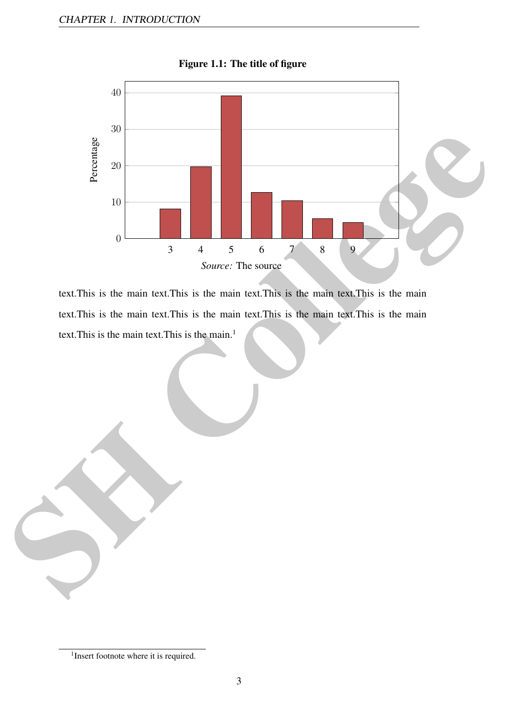**Figure 1.1: The title of figure**

*Source:* The source

text.This is the main text.This is the main text.This is the main text.This is the main text.This is the main text.This is the main text.This is the main text.This is the main text.This is the main text.This is the main.[1]

[1] Insert footnote where it is required.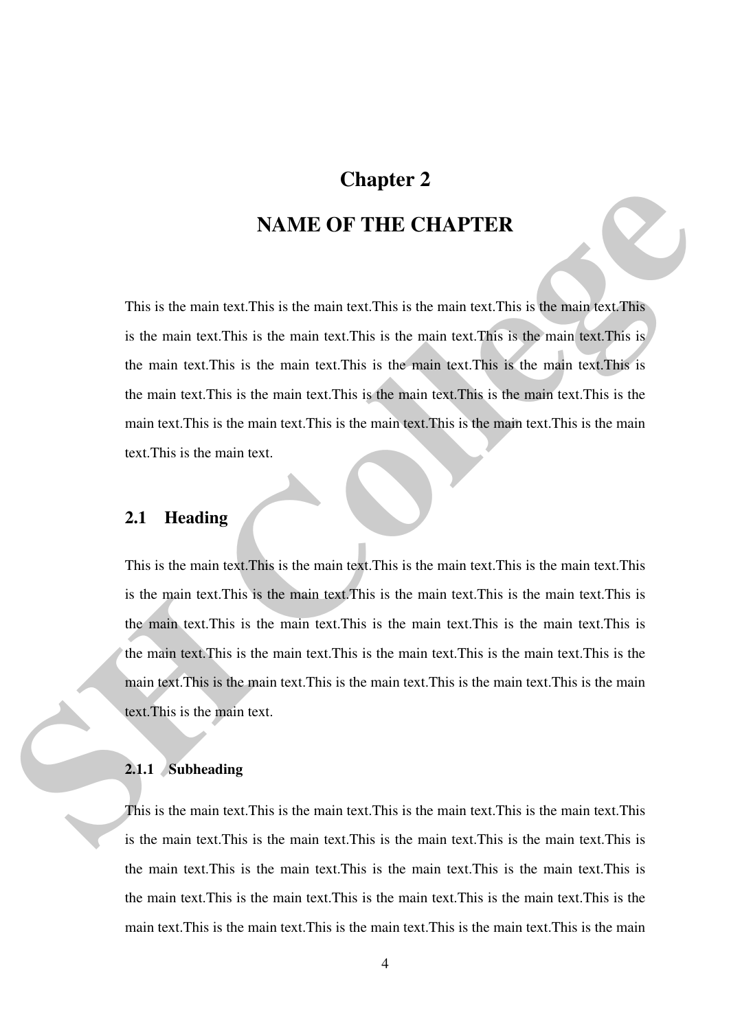# Chapter 2

# NAME OF THE CHAPTER

This is the main text.This is the main text.This is the main text.This is the main text.This is the main text.This is the main text.This is the main text.This is the main text.This is the main text.This is the main text.This is the main text.This is the main text.This is the main text.This is the main text.This is the main text.This is the main text.This is the main text.This is the main text.This is the main text.This is the main text.This is the main text.This is the main text.

## 2.1 Heading

This is the main text.This is the main text.This is the main text.This is the main text.This is the main text.This is the main text.This is the main text.This is the main text.This is the main text.This is the main text.This is the main text.This is the main text.This is the main text.This is the main text.This is the main text.This is the main text.This is the main text.This is the main text.This is the main text.This is the main text.This is the main text.This is the main text.

### 2.1.1 Subheading

This is the main text.This is the main text.This is the main text.This is the main text.This is the main text.This is the main text.This is the main text.This is the main text.This is the main text.This is the main text.This is the main text.This is the main text.This is the main text.This is the main text.This is the main text.This is the main text.This is the main text.This is the main text.This is the main text.This is the main text.This is the main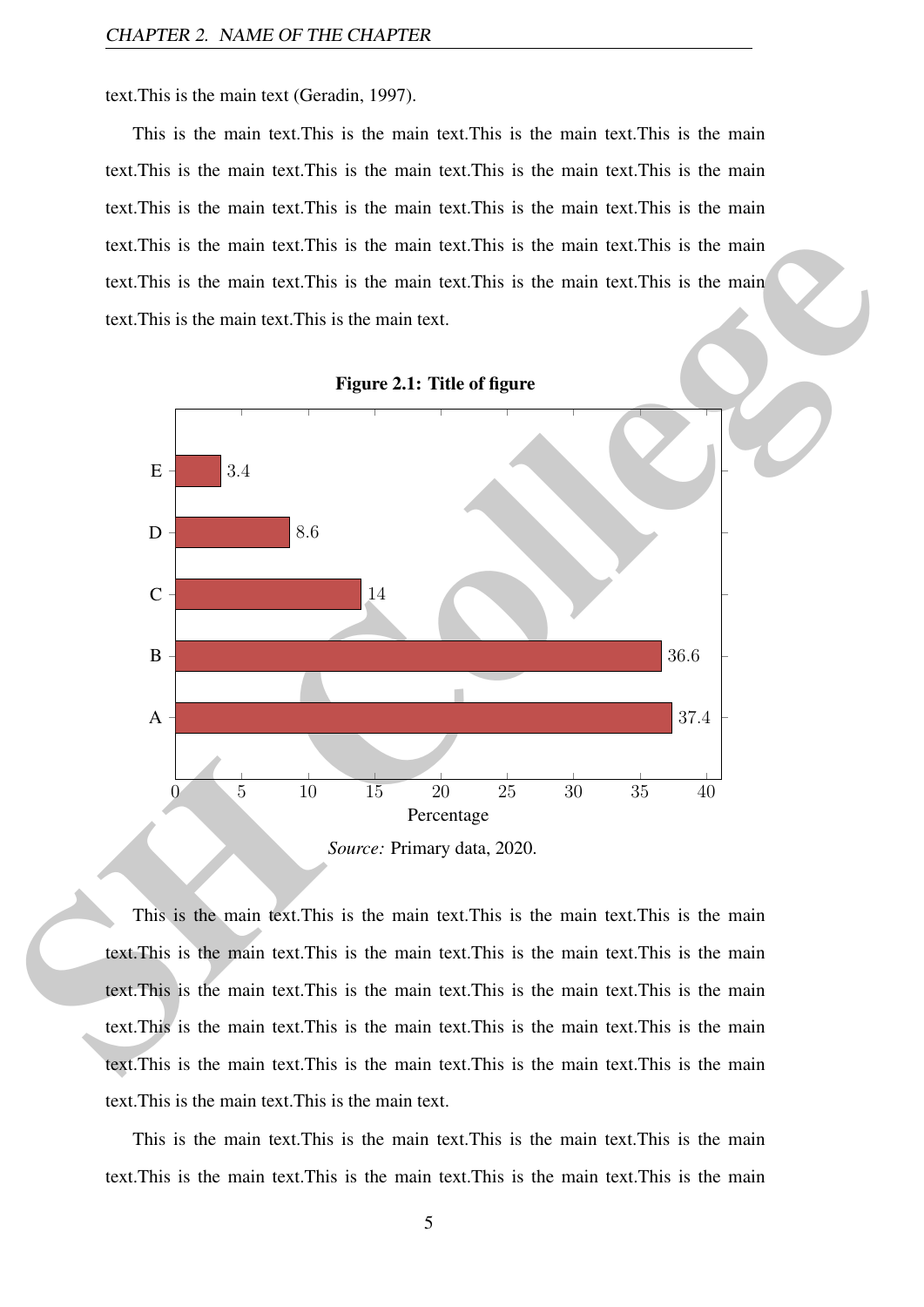text.This is the main text (Geradin, 1997).

This is the main text.This is the main text.This is the main text.This is the main text.This is the main text.This is the main text.This is the main text.This is the main text.This is the main text.This is the main text.This is the main text.This is the main text.This is the main text.This is the main text.This is the main text.This is the main text.This is the main text.This is the main text.This is the main text.This is the main text.This is the main text.This is the main text.

**Figure 2.1: Title of figure**

| Category | Percentage |
|---|---|
| E | 3.4 |
| D | 8.6 |
| C | 14 |
| B | 36.6 |
| A | 37.4 |

*Source:* Primary data, 2020.

This is the main text.This is the main text.This is the main text.This is the main text.This is the main text.This is the main text.This is the main text.This is the main text.This is the main text.This is the main text.This is the main text.This is the main text.This is the main text.This is the main text.This is the main text.This is the main text.This is the main text.This is the main text.This is the main text.This is the main text.This is the main text.This is the main text.

This is the main text.This is the main text.This is the main text.This is the main text.This is the main text.This is the main text.This is the main text.This is the main text.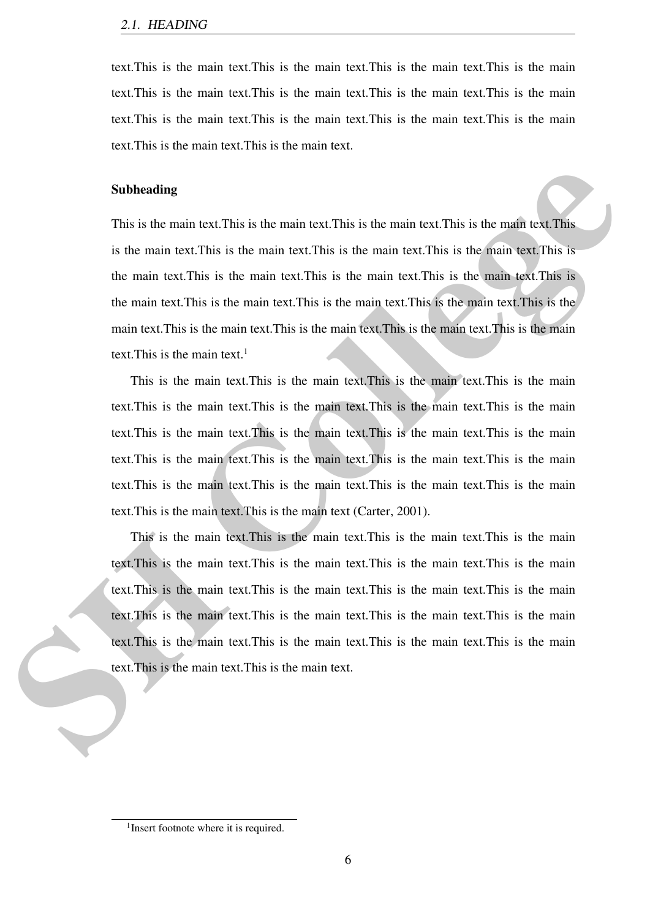text.This is the main text.This is the main text.This is the main text.This is the main text.This is the main text.This is the main text.This is the main text.This is the main text.This is the main text.This is the main text.This is the main text.This is the main text.This is the main text.This is the main text.

**Subheading**

This is the main text.This is the main text.This is the main text.This is the main text.This is the main text.This is the main text.This is the main text.This is the main text.This is the main text.This is the main text.This is the main text.This is the main text.This is the main text.This is the main text.This is the main text.This is the main text.This is the main text.This is the main text.This is the main text.This is the main text.This is the main text.This is the main text.[1]

This is the main text.This is the main text.This is the main text.This is the main text.This is the main text.This is the main text.This is the main text.This is the main text.This is the main text.This is the main text.This is the main text.This is the main text.This is the main text.This is the main text.This is the main text.This is the main text.This is the main text.This is the main text.This is the main text.This is the main text.This is the main text.This is the main text (Carter, 2001).

This is the main text.This is the main text.This is the main text.This is the main text.This is the main text.This is the main text.This is the main text.This is the main text.This is the main text.This is the main text.This is the main text.This is the main text.This is the main text.This is the main text.This is the main text.This is the main text.This is the main text.This is the main text.This is the main text.This is the main text.This is the main text.This is the main text.

[1] Insert footnote where it is required.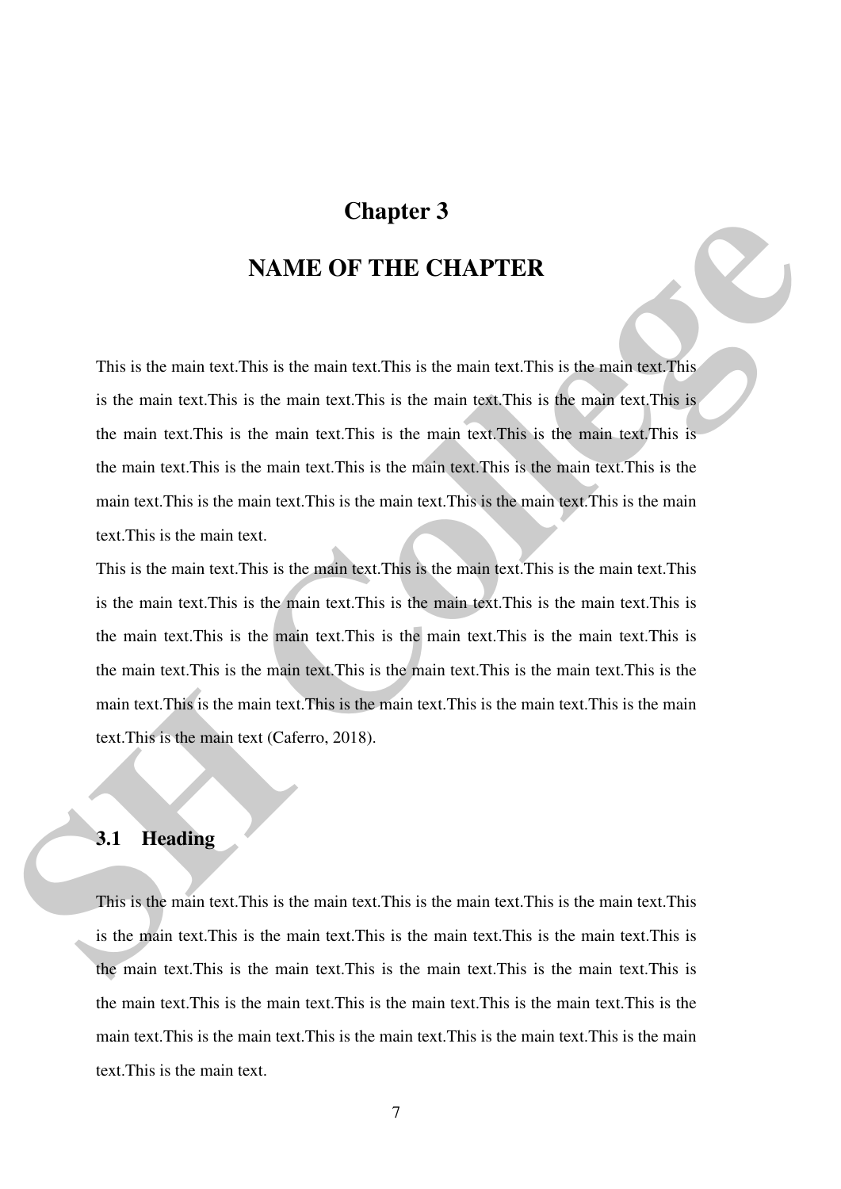# Chapter 3

# NAME OF THE CHAPTER

This is the main text.This is the main text.This is the main text.This is the main text.This is the main text.This is the main text.This is the main text.This is the main text.This is the main text.This is the main text.This is the main text.This is the main text.This is the main text.This is the main text.This is the main text.This is the main text.This is the main text.This is the main text.This is the main text.This is the main text.This is the main text.This is the main text.This is the main text.

This is the main text.This is the main text.This is the main text.This is the main text.This is the main text.This is the main text.This is the main text.This is the main text.This is the main text.This is the main text.This is the main text.This is the main text.This is the main text.This is the main text.This is the main text.This is the main text.This is the main text.This is the main text.This is the main text.This is the main text.This is the main text.This is the main text.This is the main text (Caferro, 2018).

## 3.1 Heading

This is the main text.This is the main text.This is the main text.This is the main text.This is the main text.This is the main text.This is the main text.This is the main text.This is the main text.This is the main text.This is the main text.This is the main text.This is the main text.This is the main text.This is the main text.This is the main text.This is the main text.This is the main text.This is the main text.This is the main text.This is the main text.This is the main text.This is the main text.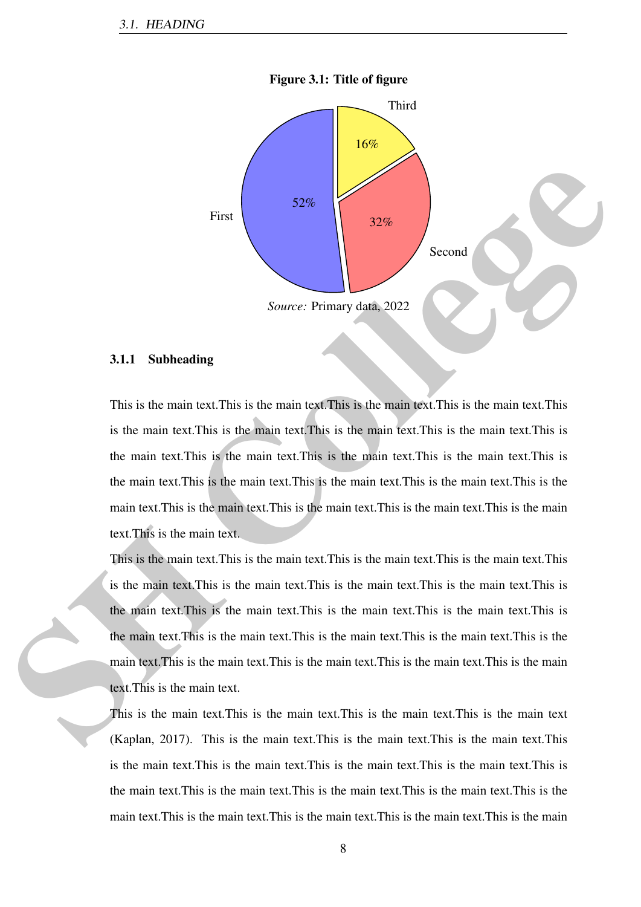**Figure 3.1: Title of figure**

*Source:* Primary data, 2022

### 3.1.1 Subheading

This is the main text.This is the main text.This is the main text.This is the main text.This is the main text.This is the main text.This is the main text.This is the main text.This is the main text.This is the main text.This is the main text.This is the main text.This is the main text.This is the main text.This is the main text.This is the main text.This is the main text.This is the main text.This is the main text.This is the main text.This is the main text.This is the main text.

This is the main text.This is the main text.This is the main text.This is the main text.This is the main text.This is the main text.This is the main text.This is the main text.This is the main text.This is the main text.This is the main text.This is the main text.This is the main text.This is the main text.This is the main text.This is the main text.This is the main text.This is the main text.This is the main text.This is the main text.This is the main text.This is the main text.

This is the main text.This is the main text.This is the main text.This is the main text (Kaplan, 2017). This is the main text.This is the main text.This is the main text.This is the main text.This is the main text.This is the main text.This is the main text.This is the main text.This is the main text.This is the main text.This is the main text.This is the main text.This is the main text.This is the main text.This is the main text.This is the main text.This is the main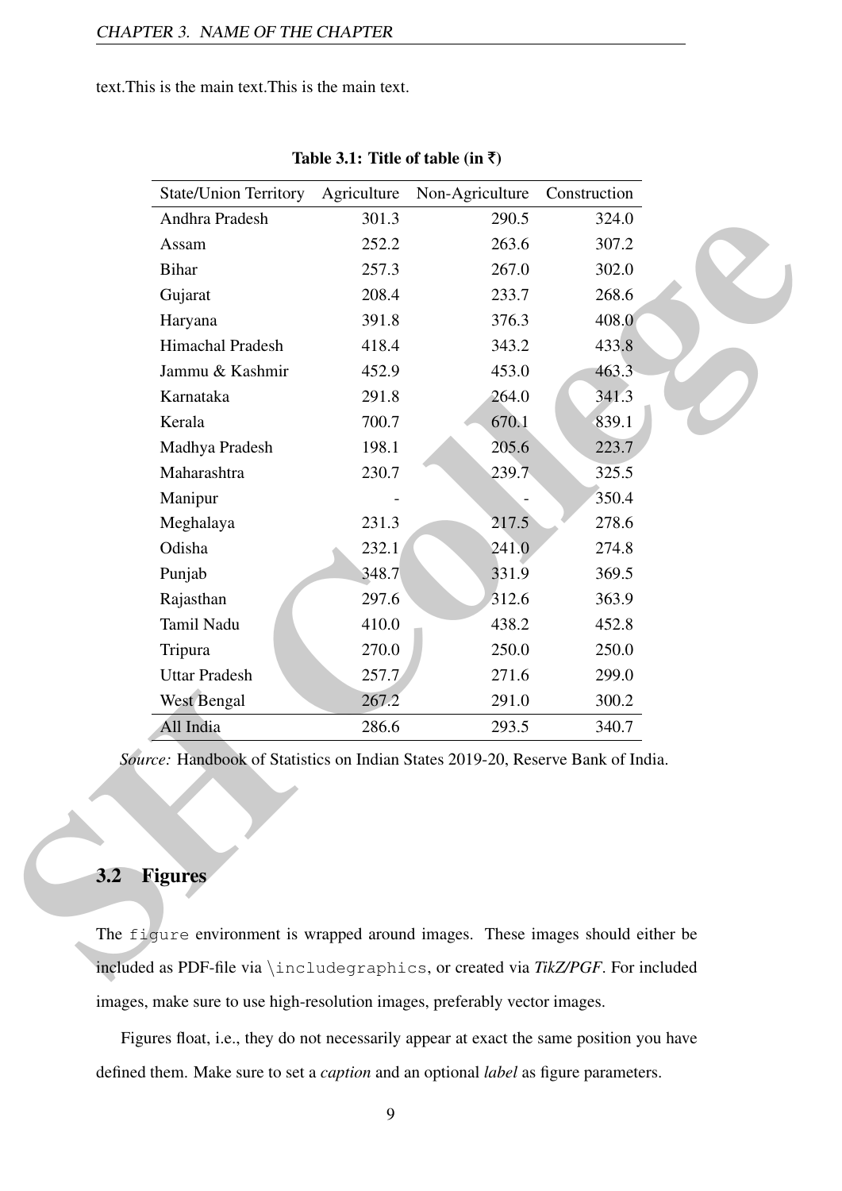text.This is the main text.This is the main text.

**Table 3.1: Title of table (in ₹)**

| State/Union Territory | Agriculture | Non-Agriculture | Construction |
|---|---|---|---|
| Andhra Pradesh | 301.3 | 290.5 | 324.0 |
| Assam | 252.2 | 263.6 | 307.2 |
| Bihar | 257.3 | 267.0 | 302.0 |
| Gujarat | 208.4 | 233.7 | 268.6 |
| Haryana | 391.8 | 376.3 | 408.0 |
| Himachal Pradesh | 418.4 | 343.2 | 433.8 |
| Jammu & Kashmir | 452.9 | 453.0 | 463.3 |
| Karnataka | 291.8 | 264.0 | 341.3 |
| Kerala | 700.7 | 670.1 | 839.1 |
| Madhya Pradesh | 198.1 | 205.6 | 223.7 |
| Maharashtra | 230.7 | 239.7 | 325.5 |
| Manipur | - | - | 350.4 |
| Meghalaya | 231.3 | 217.5 | 278.6 |
| Odisha | 232.1 | 241.0 | 274.8 |
| Punjab | 348.7 | 331.9 | 369.5 |
| Rajasthan | 297.6 | 312.6 | 363.9 |
| Tamil Nadu | 410.0 | 438.2 | 452.8 |
| Tripura | 270.0 | 250.0 | 250.0 |
| Uttar Pradesh | 257.7 | 271.6 | 299.0 |
| West Bengal | 267.2 | 291.0 | 300.2 |
| All India | 286.6 | 293.5 | 340.7 |

*Source:* Handbook of Statistics on Indian States 2019-20, Reserve Bank of India.

## 3.2 Figures

The `figure` environment is wrapped around images. These images should either be included as PDF-file via `\includegraphics`, or created via *TikZ/PGF*. For included images, make sure to use high-resolution images, preferably vector images.

Figures float, i.e., they do not necessarily appear at exact the same position you have defined them. Make sure to set a *caption* and an optional *label* as figure parameters.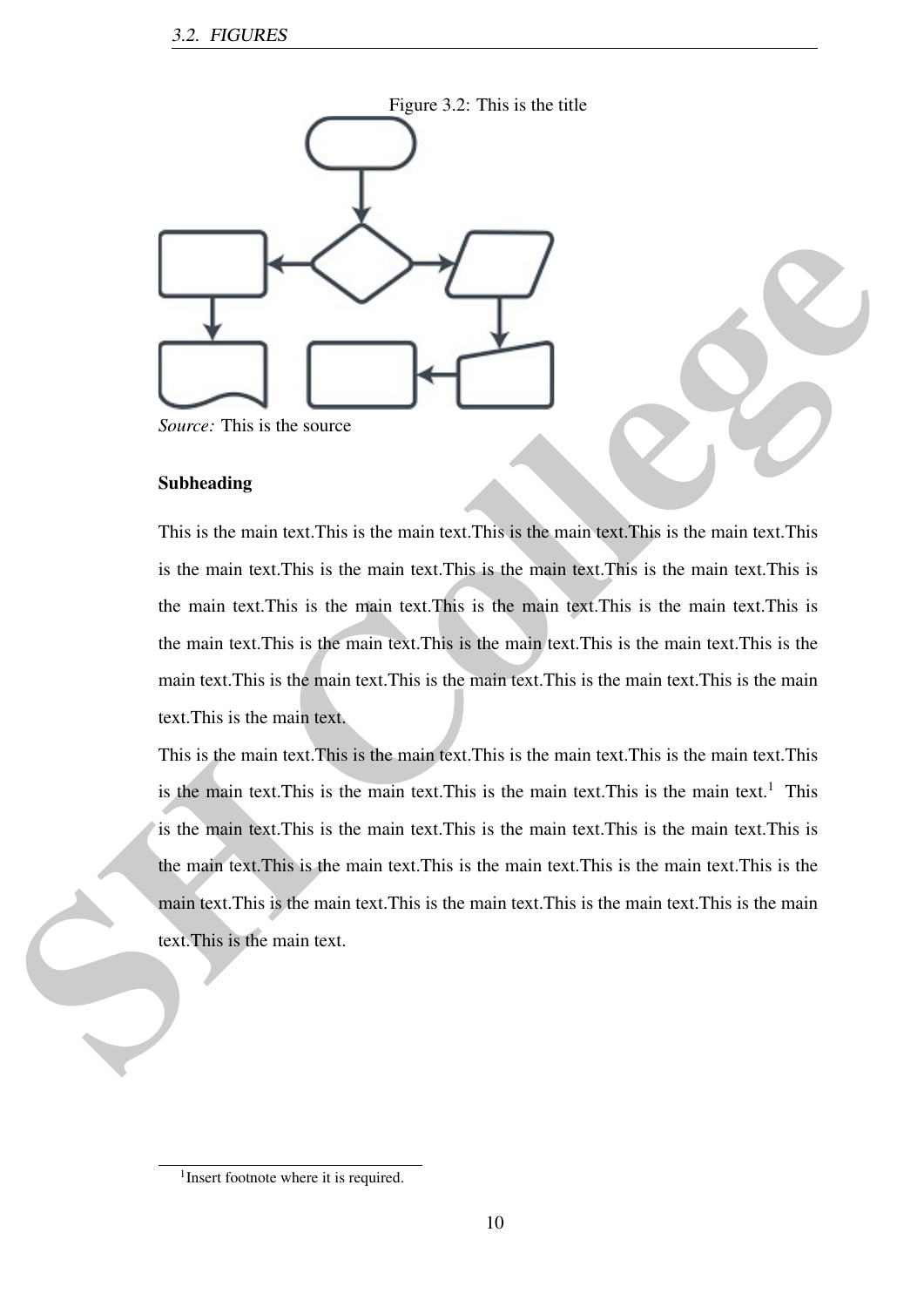Figure 3.2: This is the title

*Source:* This is the source

**Subheading**

This is the main text.This is the main text.This is the main text.This is the main text.This is the main text.This is the main text.This is the main text.This is the main text.This is the main text.This is the main text.This is the main text.This is the main text.This is the main text.This is the main text.This is the main text.This is the main text.This is the main text.This is the main text.This is the main text.This is the main text.This is the main text.This is the main text.

This is the main text.This is the main text.This is the main text.This is the main text.This is the main text.This is the main text.This is the main text.This is the main text.[1] This is the main text.This is the main text.This is the main text.This is the main text.This is the main text.This is the main text.This is the main text.This is the main text.This is the main text.This is the main text.This is the main text.This is the main text.This is the main text.This is the main text.

[1]Insert footnote where it is required.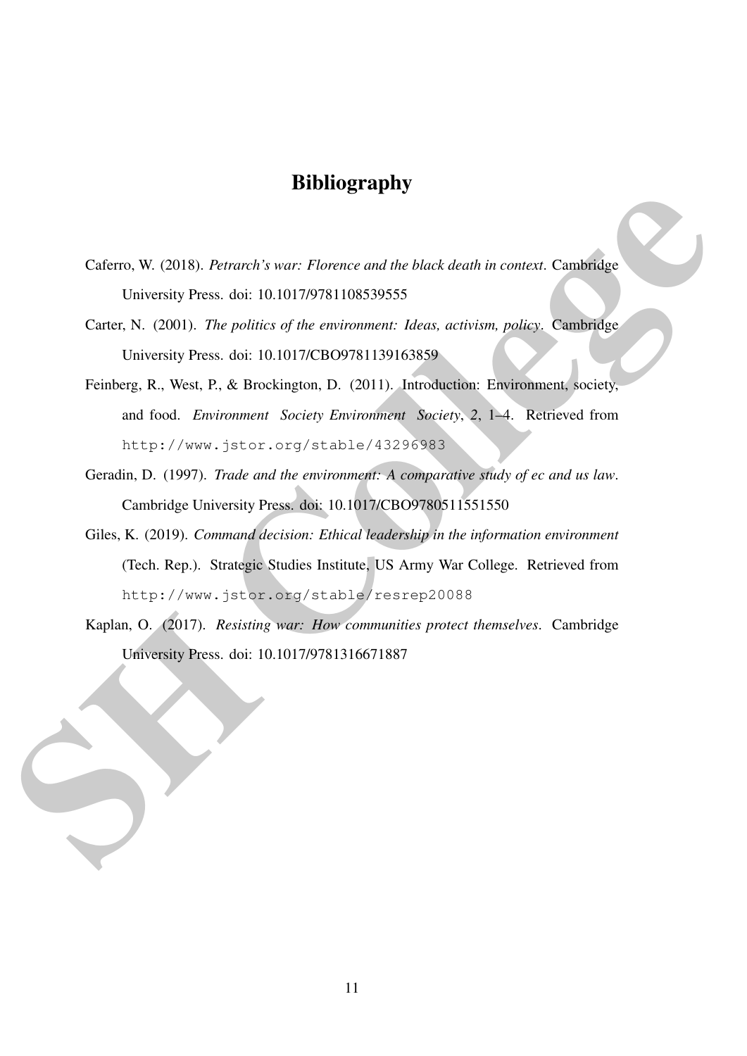# Bibliography

Caferro, W. (2018). *Petrarch's war: Florence and the black death in context*. Cambridge University Press. doi: 10.1017/9781108539555

Carter, N. (2001). *The politics of the environment: Ideas, activism, policy*. Cambridge University Press. doi: 10.1017/CBO9781139163859

Feinberg, R., West, P., & Brockington, D. (2011). Introduction: Environment, society, and food. *Environment Society Environment Society*, *2*, 1–4. Retrieved from http://www.jstor.org/stable/43296983

Geradin, D. (1997). *Trade and the environment: A comparative study of ec and us law*. Cambridge University Press. doi: 10.1017/CBO9780511551550

Giles, K. (2019). *Command decision: Ethical leadership in the information environment* (Tech. Rep.). Strategic Studies Institute, US Army War College. Retrieved from http://www.jstor.org/stable/resrep20088

Kaplan, O. (2017). *Resisting war: How communities protect themselves*. Cambridge University Press. doi: 10.1017/9781316671887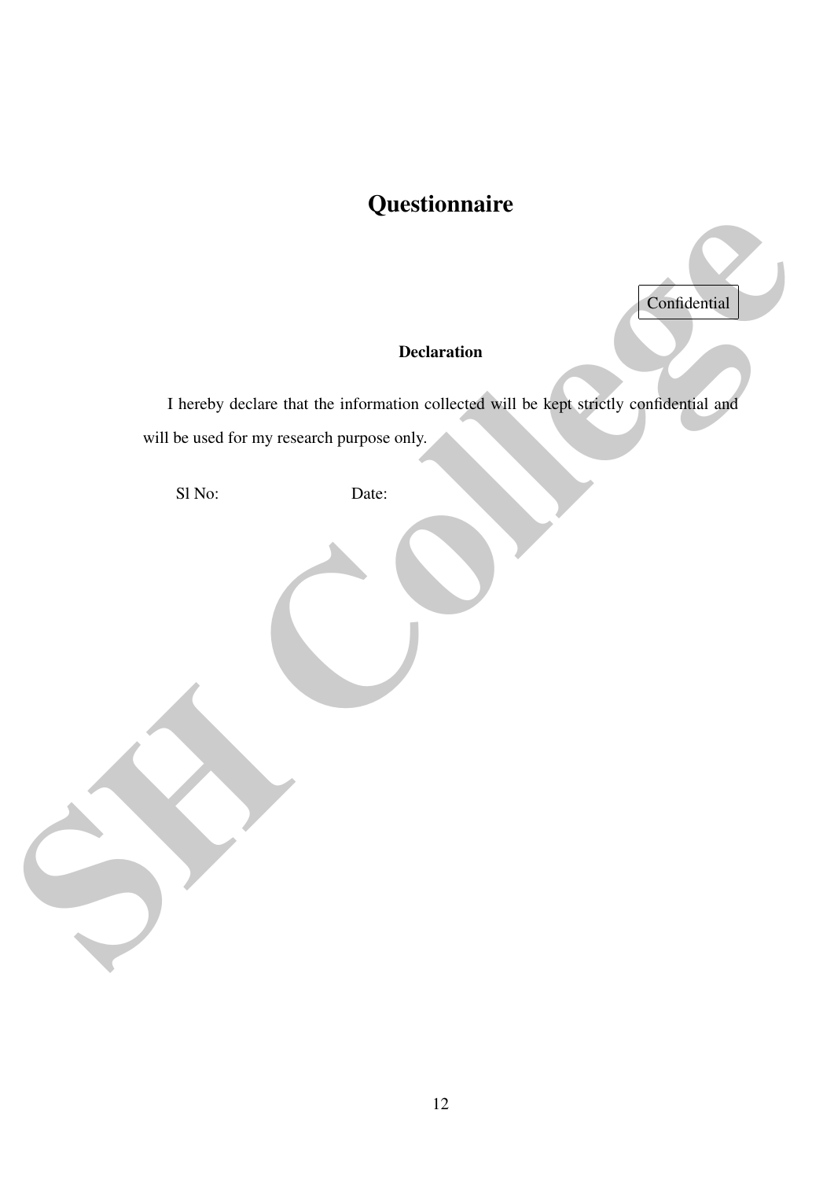# Questionnaire

Confidential

**Declaration**

I hereby declare that the information collected will be kept strictly confidential and will be used for my research purpose only.

Sl No: Date: